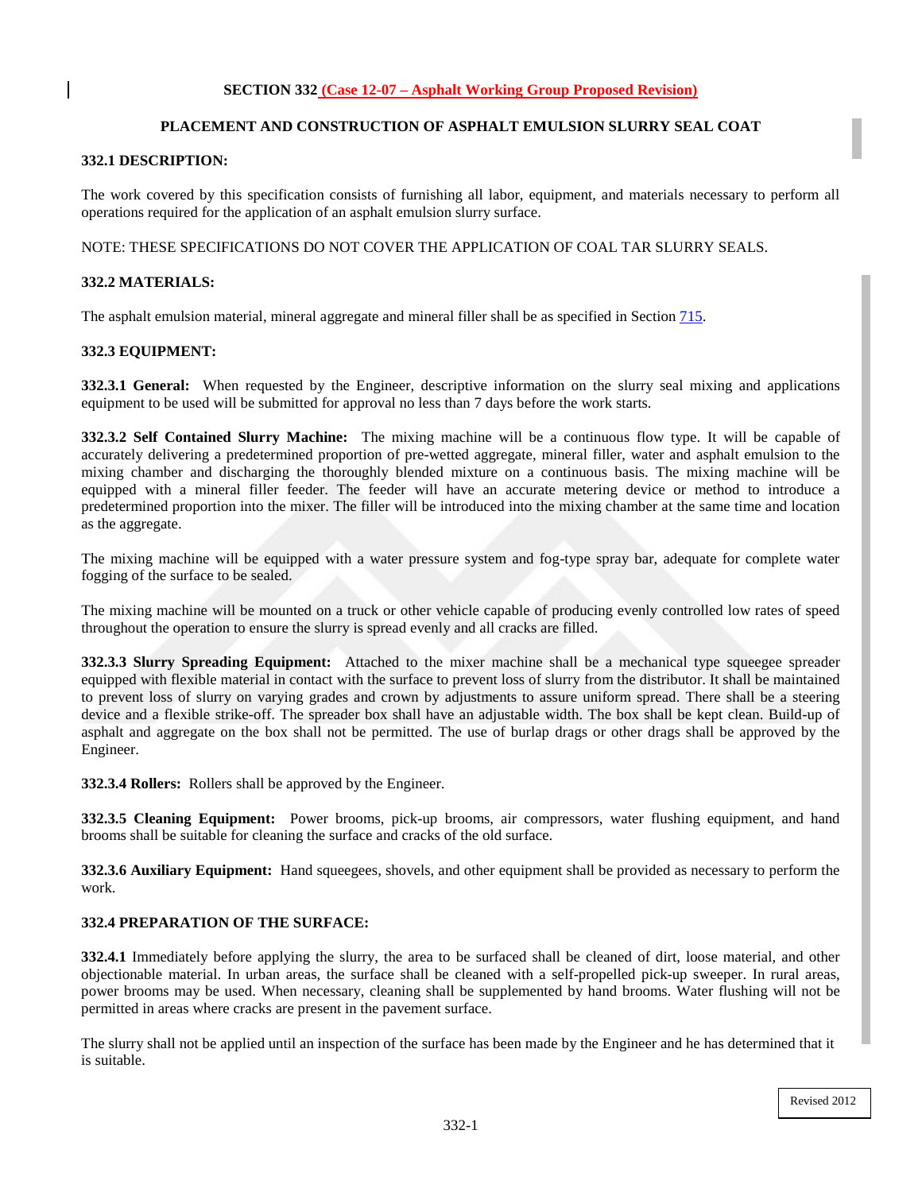# SECTION 332 (Case 12-07 – Asphalt Working Group Proposed Revision)

## PLACEMENT AND CONSTRUCTION OF ASPHALT EMULSION SLURRY SEAL COAT

### 332.1 DESCRIPTION:

The work covered by this specification consists of furnishing all labor, equipment, and materials necessary to perform all operations required for the application of an asphalt emulsion slurry surface.

NOTE: THESE SPECIFICATIONS DO NOT COVER THE APPLICATION OF COAL TAR SLURRY SEALS.

### 332.2 MATERIALS:

The asphalt emulsion material, mineral aggregate and mineral filler shall be as specified in Section 715.

### 332.3 EQUIPMENT:

**332.3.1 General:** When requested by the Engineer, descriptive information on the slurry seal mixing and applications equipment to be used will be submitted for approval no less than 7 days before the work starts.

**332.3.2 Self Contained Slurry Machine:** The mixing machine will be a continuous flow type. It will be capable of accurately delivering a predetermined proportion of pre-wetted aggregate, mineral filler, water and asphalt emulsion to the mixing chamber and discharging the thoroughly blended mixture on a continuous basis. The mixing machine will be equipped with a mineral filler feeder. The feeder will have an accurate metering device or method to introduce a predetermined proportion into the mixer. The filler will be introduced into the mixing chamber at the same time and location as the aggregate.

The mixing machine will be equipped with a water pressure system and fog-type spray bar, adequate for complete water fogging of the surface to be sealed.

The mixing machine will be mounted on a truck or other vehicle capable of producing evenly controlled low rates of speed throughout the operation to ensure the slurry is spread evenly and all cracks are filled.

**332.3.3 Slurry Spreading Equipment:** Attached to the mixer machine shall be a mechanical type squeegee spreader equipped with flexible material in contact with the surface to prevent loss of slurry from the distributor. It shall be maintained to prevent loss of slurry on varying grades and crown by adjustments to assure uniform spread. There shall be a steering device and a flexible strike-off. The spreader box shall have an adjustable width. The box shall be kept clean. Build-up of asphalt and aggregate on the box shall not be permitted. The use of burlap drags or other drags shall be approved by the Engineer.

**332.3.4 Rollers:** Rollers shall be approved by the Engineer.

**332.3.5 Cleaning Equipment:** Power brooms, pick-up brooms, air compressors, water flushing equipment, and hand brooms shall be suitable for cleaning the surface and cracks of the old surface.

**332.3.6 Auxiliary Equipment:** Hand squeegees, shovels, and other equipment shall be provided as necessary to perform the work.

### 332.4 PREPARATION OF THE SURFACE:

**332.4.1** Immediately before applying the slurry, the area to be surfaced shall be cleaned of dirt, loose material, and other objectionable material. In urban areas, the surface shall be cleaned with a self-propelled pick-up sweeper. In rural areas, power brooms may be used. When necessary, cleaning shall be supplemented by hand brooms. Water flushing will not be permitted in areas where cracks are present in the pavement surface.

The slurry shall not be applied until an inspection of the surface has been made by the Engineer and he has determined that it is suitable.

Revised 2012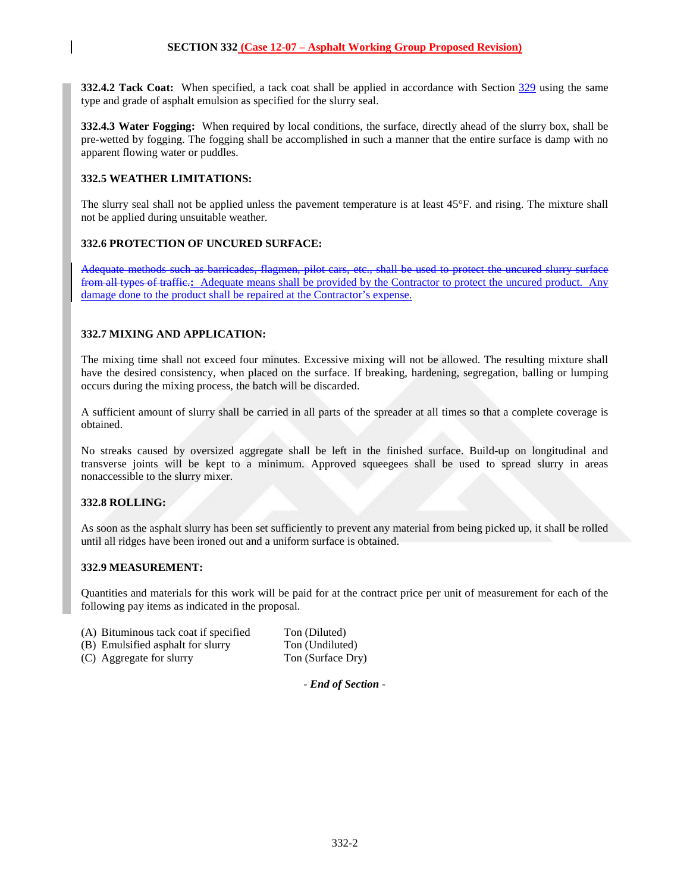SECTION 332 (Case 12-07 – Asphalt Working Group Proposed Revision)

**332.4.2 Tack Coat:** When specified, a tack coat shall be applied in accordance with Section 329 using the same type and grade of asphalt emulsion as specified for the slurry seal.

**332.4.3 Water Fogging:** When required by local conditions, the surface, directly ahead of the slurry box, shall be pre-wetted by fogging. The fogging shall be accomplished in such a manner that the entire surface is damp with no apparent flowing water or puddles.

### 332.5 WEATHER LIMITATIONS:

The slurry seal shall not be applied unless the pavement temperature is at least 45°F. and rising. The mixture shall not be applied during unsuitable weather.

### 332.6 PROTECTION OF UNCURED SURFACE:

~~Adequate methods such as barricades, flagmen, pilot cars, etc., shall be used to protect the uncured slurry surface from all types of traffic.~~: Adequate means shall be provided by the Contractor to protect the uncured product. Any damage done to the product shall be repaired at the Contractor's expense.

### 332.7 MIXING AND APPLICATION:

The mixing time shall not exceed four minutes. Excessive mixing will not be allowed. The resulting mixture shall have the desired consistency, when placed on the surface. If breaking, hardening, segregation, balling or lumping occurs during the mixing process, the batch will be discarded.

A sufficient amount of slurry shall be carried in all parts of the spreader at all times so that a complete coverage is obtained.

No streaks caused by oversized aggregate shall be left in the finished surface. Build-up on longitudinal and transverse joints will be kept to a minimum. Approved squeegees shall be used to spread slurry in areas nonaccessible to the slurry mixer.

### 332.8 ROLLING:

As soon as the asphalt slurry has been set sufficiently to prevent any material from being picked up, it shall be rolled until all ridges have been ironed out and a uniform surface is obtained.

### 332.9 MEASUREMENT:

Quantities and materials for this work will be paid for at the contract price per unit of measurement for each of the following pay items as indicated in the proposal.

| | |
|---|---|
| (A) Bituminous tack coat if specified | Ton (Diluted) |
| (B) Emulsified asphalt for slurry | Ton (Undiluted) |
| (C) Aggregate for slurry | Ton (Surface Dry) |

- ***End of Section*** -